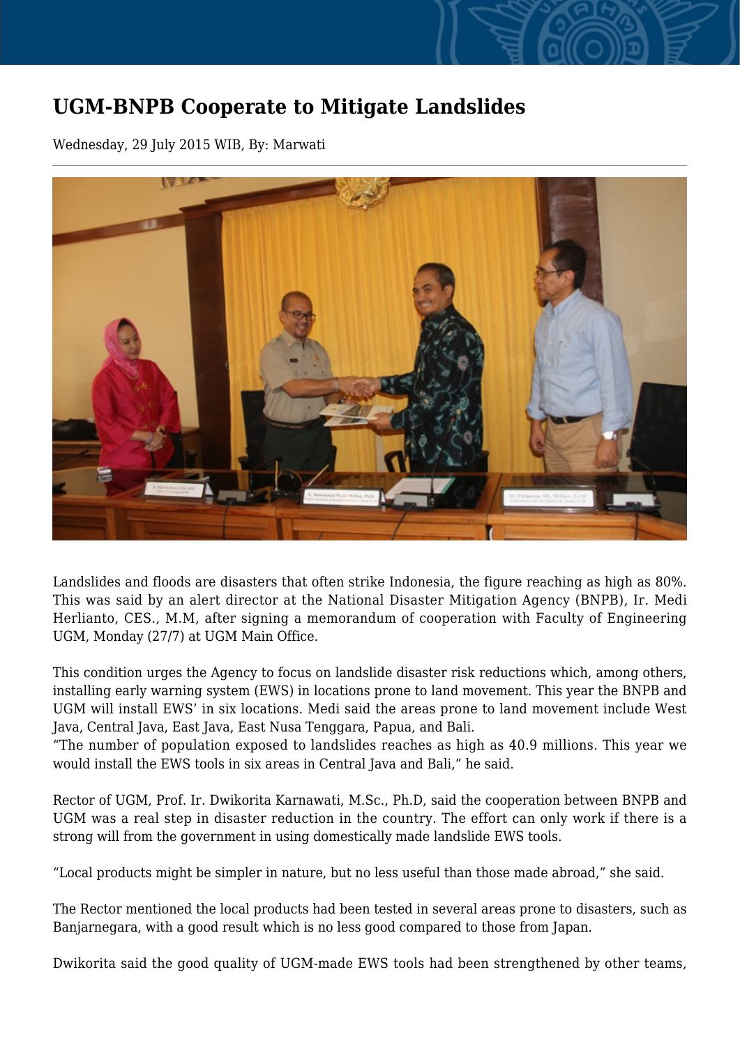# UGM-BNPB Cooperate to Mitigate Landslides

Wednesday, 29 July 2015 WIB, By: Marwati

Landslides and floods are disasters that often strike Indonesia, the figure reaching as high as 80%. This was said by an alert director at the National Disaster Mitigation Agency (BNPB), Ir. Medi Herlianto, CES., M.M, after signing a memorandum of cooperation with Faculty of Engineering UGM, Monday (27/7) at UGM Main Office.

This condition urges the Agency to focus on landslide disaster risk reductions which, among others, installing early warning system (EWS) in locations prone to land movement. This year the BNPB and UGM will install EWS' in six locations. Medi said the areas prone to land movement include West Java, Central Java, East Java, East Nusa Tenggara, Papua, and Bali.
"The number of population exposed to landslides reaches as high as 40.9 millions. This year we would install the EWS tools in six areas in Central Java and Bali," he said.

Rector of UGM, Prof. Ir. Dwikorita Karnawati, M.Sc., Ph.D, said the cooperation between BNPB and UGM was a real step in disaster reduction in the country. The effort can only work if there is a strong will from the government in using domestically made landslide EWS tools.

"Local products might be simpler in nature, but no less useful than those made abroad," she said.

The Rector mentioned the local products had been tested in several areas prone to disasters, such as Banjarnegara, with a good result which is no less good compared to those from Japan.

Dwikorita said the good quality of UGM-made EWS tools had been strengthened by other teams,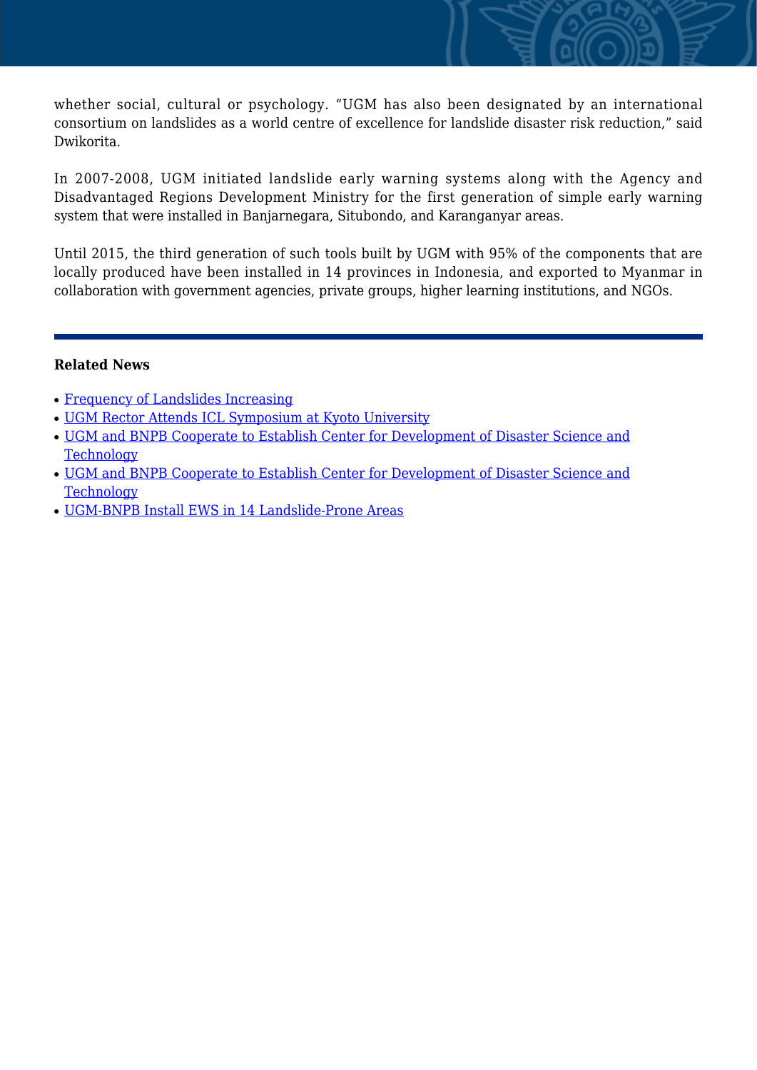whether social, cultural or psychology. "UGM has also been designated by an international consortium on landslides as a world centre of excellence for landslide disaster risk reduction," said Dwikorita.

In 2007-2008, UGM initiated landslide early warning systems along with the Agency and Disadvantaged Regions Development Ministry for the first generation of simple early warning system that were installed in Banjarnegara, Situbondo, and Karanganyar areas.

Until 2015, the third generation of such tools built by UGM with 95% of the components that are locally produced have been installed in 14 provinces in Indonesia, and exported to Myanmar in collaboration with government agencies, private groups, higher learning institutions, and NGOs.

---

**Related News**

- Frequency of Landslides Increasing
- UGM Rector Attends ICL Symposium at Kyoto University
- UGM and BNPB Cooperate to Establish Center for Development of Disaster Science and Technology
- UGM and BNPB Cooperate to Establish Center for Development of Disaster Science and Technology
- UGM-BNPB Install EWS in 14 Landslide-Prone Areas